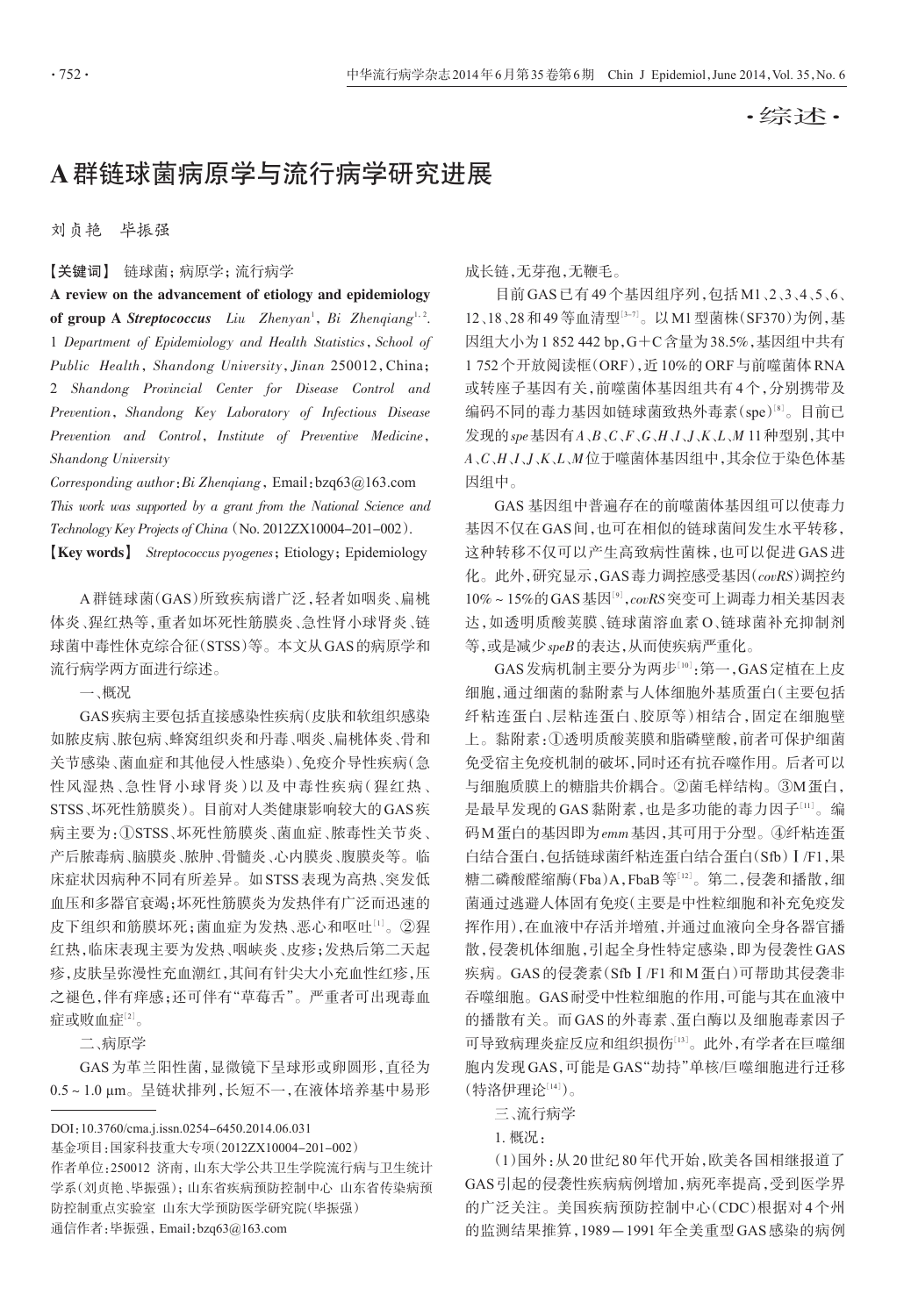·综述·

# A群链球菌病原学与流行病学研究进展

刘贞艳　毕振强

【关键词】 链球菌；病原学；流行病学

**A review on the advancement of etiology and epidemiology of group A *Streptococcus*** *Liu Zhenyan*[1], *Bi Zhenqiang*[1,2]. *1 Department of Epidemiology and Health Statistics, School of Public Health, Shandong University, Jinan* 250012, *China; 2 Shandong Provincial Center for Disease Control and Prevention, Shandong Key Laboratory of Infectious Disease Prevention and Control, Institute of Preventive Medicine, Shandong University*

*Corresponding author*: *Bi Zhenqiang*, Email: bzq63@163.com

*This work was supported by a grant from the National Science and Technology Key Projects of China* (No. 2012ZX10004-201-002).

【Key words】 *Streptococcus pyogenes*; Etiology; Epidemiology

A群链球菌(GAS)所致疾病谱广泛，轻者如咽炎、扁桃体炎、猩红热等，重者如坏死性筋膜炎、急性肾小球肾炎、链球菌中毒性休克综合征(STSS)等。本文从GAS的病原学和流行病学两方面进行综述。

一、概况

GAS疾病主要包括直接感染性疾病(皮肤和软组织感染如脓皮病、脓包病、蜂窝组织炎和丹毒、咽炎、扁桃体炎、骨和关节感染、菌血症和其他侵入性感染)、免疫介导性疾病(急性风湿热、急性肾小球肾炎)以及中毒性疾病(猩红热、STSS、坏死性筋膜炎)。目前对人类健康影响较大的GAS疾病主要为：①STSS、坏死性筋膜炎、菌血症、脓毒性关节炎、产后脓毒病、脑膜炎、脓肿、骨髓炎、心内膜炎、腹膜炎等。临床症状因病种不同有所差异。如STSS表现为高热、突发低血压和多器官衰竭；坏死性筋膜炎为发热伴有广泛而迅速的皮下组织和筋膜坏死；菌血症为发热、恶心和呕吐[1]。②猩红热，临床表现主要为发热、咽峡炎、皮疹；发热后第二天起疹，皮肤呈弥漫性充血潮红，其间有针尖大小充血性红疹，压之褪色，伴有痒感；还可伴有"草莓舌"。严重者可出现毒血症或败血症[2]。

二、病原学

GAS为革兰阳性菌，显微镜下呈球形或卵圆形，直径为0.5～1.0 μm。呈链状排列，长短不一，在液体培养基中易形成长链，无芽孢，无鞭毛。

目前GAS已有49个基因组序列，包括M1、2、3、4、5、6、12、18、28和49等血清型[3-7]。以M1型菌株(SF370)为例，基因组大小为1 852 442 bp，G+C含量为38.5%，基因组中共有1 752个开放阅读框(ORF)，近10%的ORF与前噬菌体RNA或转座子基因有关，前噬菌体基因组共有4个，分别携带及编码不同的毒力基因如链球菌致热外毒素(spe)[8]。目前已发现的*spe*基因有*A*、*B*、*C*、*F*、*G*、*H*、*I*、*J*、*K*、*L*、*M* 11种型别，其中*A*、*C*、*H*、*I*、*J*、*K*、*L*、*M*位于噬菌体基因组中，其余位于染色体基因组中。

GAS基因组中普遍存在的前噬菌体基因组可以使毒力基因不仅在GAS间，也可在相似的链球菌间发生水平转移，这种转移不仅可以产生高致病性菌株，也可以促进GAS进化。此外，研究显示，GAS毒力调控感受基因(*covRS*)调控约10%～15%的GAS基因[9]，*covRS*突变可上调毒力相关基因表达，如透明质酸荚膜、链球菌溶血素O、链球菌补充抑制剂等，或是减少*speB*的表达，从而使疾病严重化。

GAS发病机制主要分为两步[10]：第一，GAS定植在上皮细胞，通过细菌的黏附素与人体细胞外基质蛋白(主要包括纤粘连蛋白、层粘连蛋白、胶原等)相结合，固定在细胞壁上。黏附素：①透明质酸荚膜和脂磷壁酸，前者可保护细菌免受宿主免疫机制的破坏，同时还有抗吞噬作用。后者可以与细胞质膜上的糖脂共价耦合。②菌毛样结构。③M蛋白，是最早发现的GAS黏附素，也是多功能的毒力因子[11]。编码M蛋白的基因即为*emm*基因，其可用于分型。④纤粘连蛋白结合蛋白，包括链球菌纤粘连蛋白结合蛋白(Sfb)Ⅰ/F1，果糖二磷酸醛缩酶(Fba)A，FbaB等[12]。第二，侵袭和播散，细菌通过逃避人体固有免疫(主要是中性粒细胞和补充免疫发挥作用)，在血液中存活并增殖，并通过血液向全身各器官播散，侵袭机体细胞，引起全身性特定感染，即为侵袭性GAS疾病。GAS的侵袭素(SfbⅠ/F1和M蛋白)可帮助其侵袭非吞噬细胞。GAS耐受中性粒细胞的作用，可能与其在血液中的播散有关。而GAS的外毒素、蛋白酶以及细胞毒素因子可导致病理炎症反应和组织损伤[13]。此外，有学者在巨噬细胞内发现GAS，可能是GAS"劫持"单核/巨噬细胞进行迁移(特洛伊理论[14])。

三、流行病学

1. 概况：

(1)国外：从20世纪80年代开始，欧美各国相继报道了GAS引起的侵袭性疾病病例增加，病死率提高，受到医学界的广泛关注。美国疾病预防控制中心(CDC)根据对4个州的监测结果推算，1989－1991年全美重型GAS感染的病例

---

DOI：10.3760/cma.j.issn.0254-6450.2014.06.031

基金项目：国家科技重大专项(2012ZX10004-201-002)

作者单位：250012 济南，山东大学公共卫生学院流行病与卫生统计学系(刘贞艳、毕振强)；山东省疾病预防控制中心 山东省传染病预防控制重点实验室 山东大学预防医学研究院(毕振强)

通信作者：毕振强，Email：bzq63@163.com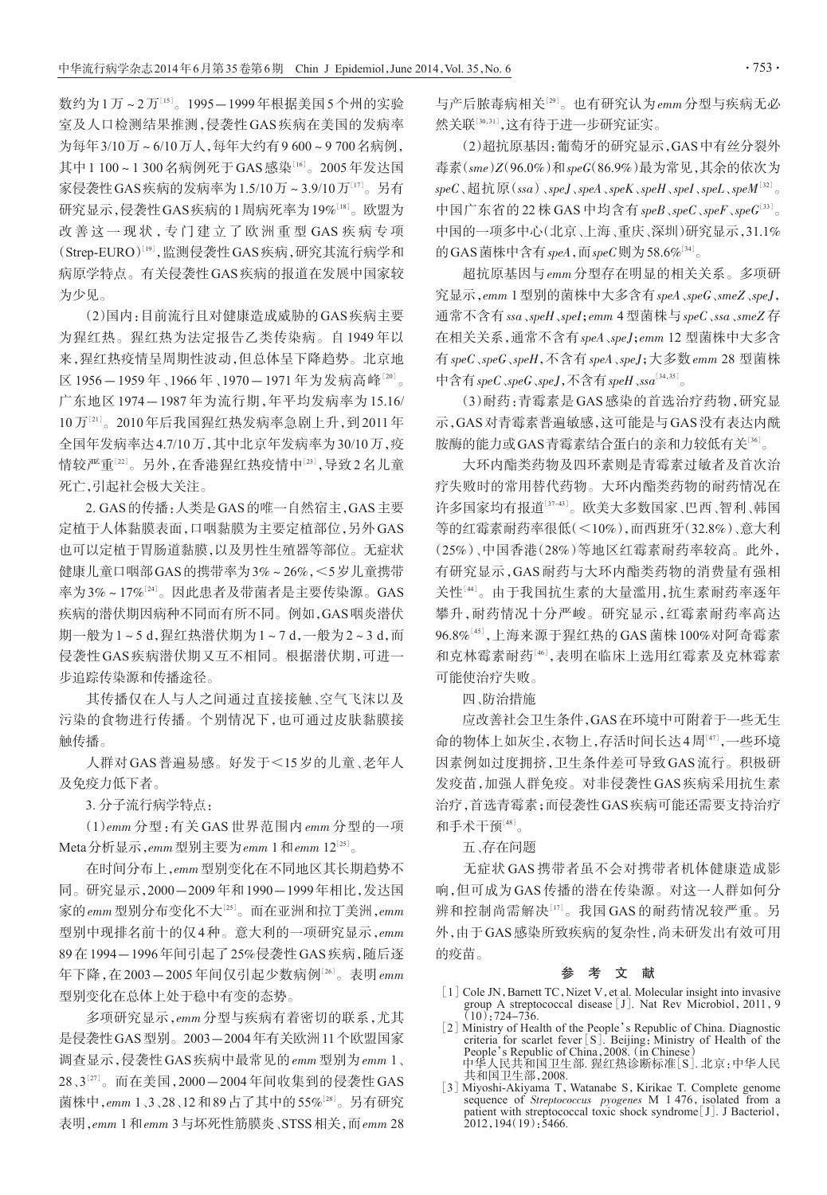数约为1万～2万[15]。1995－1999年根据美国5个州的实验室及人口检测结果推测，侵袭性GAS疾病在美国的发病率为每年3/10万～6/10万人，每年大约有9 600～9 700名病例，其中1 100～1 300名病例死于GAS感染[16]。2005年发达国家侵袭性GAS疾病的发病率为1.5/10万～3.9/10万[17]。另有研究显示，侵袭性GAS疾病的1周病死率为19%[18]。欧盟为改善这一现状，专门建立了欧洲重型GAS疾病专项（Strep-EURO）[19]，监测侵袭性GAS疾病，研究其流行病学和病原学特点。有关侵袭性GAS疾病的报道在发展中国家较为少见。

（2）国内：目前流行且对健康造成威胁的GAS疾病主要为猩红热。猩红热为法定报告乙类传染病。自1949年以来，猩红热疫情呈周期性波动，但总体呈下降趋势。北京地区1956－1959年、1966年、1970－1971年为发病高峰[20]。广东地区1974－1987年为流行期，年平均发病率为15.16/10万[21]。2010年后我国猩红热发病率急剧上升，到2011年全国年发病率达4.7/10万，其中北京年发病率为30/10万，疫情较严重[22]。另外，在香港猩红热疫情中[23]，导致2名儿童死亡，引起社会极大关注。

2. GAS的传播：人类是GAS的唯一自然宿主，GAS主要定植于人体黏膜表面，口咽黏膜为主要定植部位，另外GAS也可以定植于胃肠道黏膜，以及男性生殖器等部位。无症状健康儿童口咽部GAS的携带率为3%～26%，<5岁儿童携带率为3%～17%[24]。因此患者及带菌者是主要传染源。GAS疾病的潜伏期因病种不同而有所不同。例如，GAS咽炎潜伏期一般为1～5 d，猩红热潜伏期为1～7 d，一般为2～3 d，而侵袭性GAS疾病潜伏期又互不相同。根据潜伏期，可进一步追踪传染源和传播途径。

其传播仅在人与人之间通过直接接触、空气飞沫以及污染的食物进行传播。个别情况下，也可通过皮肤黏膜接触传播。

人群对GAS普遍易感。好发于<15岁的儿童、老年人及免疫力低下者。

3. 分子流行病学特点：

（1）*emm*分型：有关GAS世界范围内*emm*分型的一项Meta分析显示，*emm*型别主要为*emm* 1和*emm* 12[25]。

在时间分布上，*emm*型别变化在不同地区其长期趋势不同。研究显示，2000－2009年和1990－1999年相比，发达国家的*emm*型别分布变化不大[25]。而在亚洲和拉丁美洲，*emm*型别中现排名前十的仅4种。意大利的一项研究显示，*emm* 89在1994－1996年间引起了25%侵袭性GAS疾病，随后逐年下降，在2003－2005年间仅引起少数病例[26]。表明*emm*型别变化在总体上处于稳中有变的态势。

多项研究显示，*emm*分型与疾病有着密切的联系，尤其是侵袭性GAS型别。2003－2004年有关欧洲11个欧盟国家调查显示，侵袭性GAS疾病中最常见的*emm*型别为*emm* 1、28、3[27]。而在美国，2000－2004年间收集到的侵袭性GAS菌株中，*emm* 1、3、28、12和89占了其中的55%[28]。另有研究表明，*emm* 1和*emm* 3与坏死性筋膜炎、STSS相关，而*emm* 28与产后脓毒病相关[29]。也有研究认为*emm*分型与疾病无必然关联[30,31]，这有待于进一步研究证实。

（2）超抗原基因：葡萄牙的研究显示，GAS中有丝分裂外毒素（*sme*）*Z*（96.0%）和*speG*（86.9%）最为常见，其余的依次为*speC*、超抗原（*ssa*）、*speJ*、*speA*、*speK*、*speH*、*speI*、*speL*、*speM*[32]。中国广东省的22株GAS中均含有*speB*、*speC*、*speF*、*speG*[33]。中国的一项多中心（北京、上海、重庆、深圳）研究显示，31.1%的GAS菌株中含有*speA*，而*speC*则为58.6%[34]。

超抗原基因与*emm*分型存在明显的相关关系。多项研究显示，*emm* 1型别的菌株中大多含有*speA*、*speG*、*smeZ*、*speJ*，通常不含有*ssa*、*speH*、*speI*；*emm* 4型菌株与*speC*、*ssa*、*smeZ*存在相关关系，通常不含有*speA*、*speJ*；*emm* 12型菌株中大多含有*speC*、*speG*、*speH*，不含有*speA*、*speJ*；大多数*emm* 28型菌株中含有*speC*、*speG*、*speJ*，不含有*speH*、*ssa*[34,35]。

（3）耐药：青霉素是GAS感染的首选治疗药物，研究显示，GAS对青霉素普遍敏感，这可能是与GAS没有表达内酰胺酶的能力或GAS青霉素结合蛋白的亲和力较低有关[36]。

大环内酯类药物及四环素则是青霉素过敏者及首次治疗失败时的常用替代药物。大环内酯类药物的耐药情况在许多国家均有报道[37-43]。欧美大多数国家、巴西、智利、韩国等的红霉素耐药率很低（<10%），而西班牙（32.8%）、意大利（25%）、中国香港（28%）等地区红霉素耐药率较高。此外，有研究显示，GAS耐药与大环内酯类药物的消费量有强相关性[44]。由于我国抗生素的大量滥用，抗生素耐药率逐年攀升，耐药情况十分严峻。研究显示，红霉素耐药率高达96.8%[45]，上海来源于猩红热的GAS菌株100%对阿奇霉素和克林霉素耐药[46]，表明在临床上选用红霉素及克林霉素可能使治疗失败。

四、防治措施

应改善社会卫生条件，GAS在环境中可附着于一些无生命的物体上如灰尘，衣物上，存活时间长达4周[47]，一些环境因素例如过度拥挤，卫生条件差可导致GAS流行。积极研发疫苗，加强人群免疫。对非侵袭性GAS疾病采用抗生素治疗，首选青霉素；而侵袭性GAS疾病可能还需要支持治疗和手术干预[48]。

五、存在问题

无症状GAS携带者虽不会对携带者机体健康造成影响，但可成为GAS传播的潜在传染源。对这一人群如何分辨和控制尚需解决[17]。我国GAS的耐药情况较严重。另外，由于GAS感染所致疾病的复杂性，尚未研发出有效可用的疫苗。

## 参 考 文 献

[1] Cole JN, Barnett TC, Nizet V, et al. Molecular insight into invasive group A streptococcal disease[J]. Nat Rev Microbiol, 2011, 9(10):724-736.

[2] Ministry of Health of the People's Republic of China. Diagnostic criteria for scarlet fever[S]. Beijing: Ministry of Health of the People's Republic of China, 2008. (in Chinese)
中华人民共和国卫生部. 猩红热诊断标准[S]. 北京：中华人民共和国卫生部，2008.

[3] Miyoshi-Akiyama T, Watanabe S, Kirikae T. Complete genome sequence of *Streptococcus pyogenes* M 1 476, isolated from a patient with streptococcal toxic shock syndrome[J]. J Bacteriol, 2012, 194(19):5466.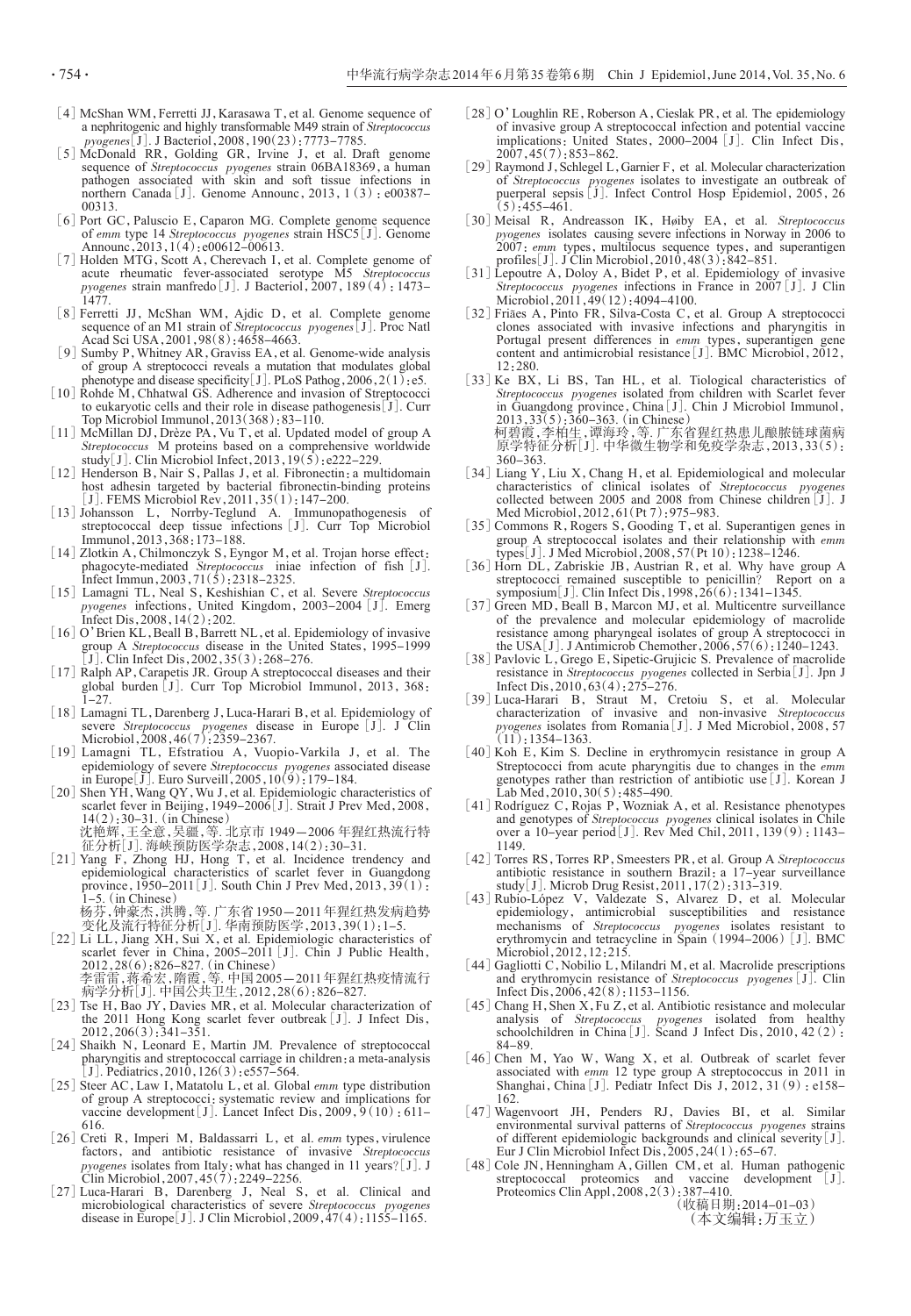[4] McShan WM, Ferretti JJ, Karasawa T, et al. Genome sequence of a nephritogenic and highly transformable M49 strain of *Streptococcus pyogenes*[J]. J Bacteriol, 2008, 190(23): 7773–7785.

[5] McDonald RR, Golding GR, Irvine J, et al. Draft genome sequence of *Streptococcus pyogenes* strain 06BA18369, a human pathogen associated with skin and soft tissue infections in northern Canada[J]. Genome Announc, 2013, 1(3): e00387–00313.

[6] Port GC, Paluscio E, Caparon MG. Complete genome sequence of *emm* type 14 *Streptococcus pyogenes* strain HSC5[J]. Genome Announc, 2013, 1(4): e00612–00613.

[7] Holden MTG, Scott A, Cherevach I, et al. Complete genome of acute rheumatic fever-associated serotype M5 *Streptococcus pyogenes* strain manfredo[J]. J Bacteriol, 2007, 189(4): 1473–1477.

[8] Ferretti JJ, McShan WM, Ajdic D, et al. Complete genome sequence of an M1 strain of *Streptococcus pyogenes*[J]. Proc Natl Acad Sci USA, 2001, 98(8): 4658–4663.

[9] Sumby P, Whitney AR, Graviss EA, et al. Genome-wide analysis of group A streptococci reveals a mutation that modulates global phenotype and disease specificity[J]. PLoS Pathog, 2006, 2(1): e5.

[10] Rohde M, Chhatwal GS. Adherence and invasion of Streptococci to eukaryotic cells and their role in disease pathogenesis[J]. Curr Top Microbiol Immunol, 2013(368): 83–110.

[11] McMillan DJ, Drèze PA, Vu T, et al. Updated model of group A *Streptococcus* M proteins based on a comprehensive worldwide study[J]. Clin Microbiol Infect, 2013, 19(5): e222–229.

[12] Henderson B, Nair S, Pallas J, et al. Fibronectin: a multidomain host adhesin targeted by bacterial fibronectin-binding proteins [J]. FEMS Microbiol Rev, 2011, 35(1): 147–200.

[13] Johansson L, Norrby-Teglund A. Immunopathogenesis of streptococcal deep tissue infections[J]. Curr Top Microbiol Immunol, 2013, 368: 173–188.

[14] Zlotkin A, Chilmonczyk S, Eyngor M, et al. Trojan horse effect: phagocyte-mediated *Streptococcus* iniae infection of fish [J]. Infect Immun, 2003, 71(5): 2318–2325.

[15] Lamagni TL, Neal S, Keshishian C, et al. Severe *Streptococcus pyogenes* infections, United Kingdom, 2003–2004 [J]. Emerg Infect Dis, 2008, 14(2): 202.

[16] O'Brien KL, Beall B, Barrett NL, et al. Epidemiology of invasive group A *Streptococcus* disease in the United States, 1995–1999 [J]. Clin Infect Dis, 2002, 35(3): 268–276.

[17] Ralph AP, Carapetis JR. Group A streptococcal diseases and their global burden[J]. Curr Top Microbiol Immunol, 2013, 368: 1–27.

[18] Lamagni TL, Darenberg J, Luca-Harari B, et al. Epidemiology of severe *Streptococcus pyogenes* disease in Europe [J]. J Clin Microbiol, 2008, 46(7): 2359–2367.

[19] Lamagni TL, Efstratiou A, Vuopio-Varkila J, et al. The epidemiology of severe *Streptococcus pyogenes* associated disease in Europe[J]. Euro Surveill, 2005, 10(9): 179–184.

[20] Shen YH, Wang QY, Wu J, et al. Epidemiologic characteristics of scarlet fever in Beijing, 1949–2006[J]. Strait J Prev Med, 2008, 14(2): 30–31. (in Chinese)
沈艳辉,王全意,吴疆,等. 北京市 1949—2006 年猩红热流行特征分析[J]. 海峡预防医学杂志,2008,14(2):30–31.

[21] Yang F, Zhong HJ, Hong T, et al. Incidence trendency and epidemiological characteristics of scarlet fever in Guangdong province, 1950–2011[J]. South Chin J Prev Med, 2013, 39(1): 1–5. (in Chinese)
杨芬,钟豪杰,洪腾,等. 广东省 1950—2011 年猩红热发病趋势变化及流行特征分析[J]. 华南预防医学,2013,39(1):1–5.

[22] Li LL, Jiang XH, Sui X, et al. Epidemiologic characteristics of scarlet fever in China, 2005–2011 [J]. Chin J Public Health, 2012, 28(6): 826–827. (in Chinese)
李雷雷,蒋希宏,隋霞,等. 中国 2005—2011 年猩红热疫情流行病学分析[J]. 中国公共卫生,2012,28(6):826–827.

[23] Tse H, Bao JY, Davies MR, et al. Molecular characterization of the 2011 Hong Kong scarlet fever outbreak[J]. J Infect Dis, 2012, 206(3): 341–351.

[24] Shaikh N, Leonard E, Martin JM. Prevalence of streptococcal pharyngitis and streptococcal carriage in children: a meta-analysis [J]. Pediatrics, 2010, 126(3): e557–564.

[25] Steer AC, Law I, Matatolu L, et al. Global *emm* type distribution of group A streptococci: systematic review and implications for vaccine development[J]. Lancet Infect Dis, 2009, 9(10): 611–616.

[26] Creti R, Imperi M, Baldassarri L, et al. *emm* types, virulence factors, and antibiotic resistance of invasive *Streptococcus pyogenes* isolates from Italy: what has changed in 11 years?[J]. J Clin Microbiol, 2007, 45(7): 2249–2256.

[27] Luca-Harari B, Darenberg J, Neal S, et al. Clinical and microbiological characteristics of severe *Streptococcus pyogenes* disease in Europe[J]. J Clin Microbiol, 2009, 47(4): 1155–1165.

[28] O'Loughlin RE, Roberson A, Cieslak PR, et al. The epidemiology of invasive group A streptococcal infection and potential vaccine implications: United States, 2000–2004 [J]. Clin Infect Dis, 2007, 45(7): 853–862.

[29] Raymond J, Schlegel L, Garnier F, et al. Molecular characterization of *Streptococcus pyogenes* isolates to investigate an outbreak of puerperal sepsis [J]. Infect Control Hosp Epidemiol, 2005, 26 (5): 455–461.

[30] Meisal R, Andreasson IK, Høiby EA, et al. *Streptococcus pyogenes* isolates causing severe infections in Norway in 2006 to 2007: *emm* types, multilocus sequence types, and superantigen profiles[J]. J Clin Microbiol, 2010, 48(3): 842–851.

[31] Lepoutre A, Doloy A, Bidet P, et al. Epidemiology of invasive *Streptococcus pyogenes* infections in France in 2007 [J]. J Clin Microbiol, 2011, 49(12): 4094–4100.

[32] Friães A, Pinto FR, Silva-Costa C, et al. Group A streptococci clones associated with invasive infections and pharyngitis in Portugal present differences in *emm* types, superantigen gene content and antimicrobial resistance[J]. BMC Microbiol, 2012, 12: 280.

[33] Ke BX, Li BS, Tan HL, et al. Tiological characteristics of *Streptococcus pyogenes* isolated from children with Scarlet fever in Guangdong province, China[J]. Chin J Microbiol Immunol, 2013, 33(5): 360–363. (in Chinese)
柯碧霞,李柏生,谭海玲,等. 广东省猩红热患儿酿脓链球菌病原学特征分析[J]. 中华微生物学和免疫学杂志,2013,33(5):360–363.

[34] Liang Y, Liu X, Chang H, et al. Epidemiological and molecular characteristics of clinical isolates of *Streptococcus pyogenes* collected between 2005 and 2008 from Chinese children [J]. J Med Microbiol, 2012, 61(Pt 7): 975–983.

[35] Commons R, Rogers S, Gooding T, et al. Superantigen genes in group A streptococcal isolates and their relationship with *emm* types[J]. J Med Microbiol, 2008, 57(Pt 10): 1238–1246.

[36] Horn DL, Zabriskie JB, Austrian R, et al. Why have group A streptococci remained susceptible to penicillin? Report on a symposium[J]. Clin Infect Dis, 1998, 26(6): 1341–1345.

[37] Green MD, Beall B, Marcon MJ, et al. Multicentre surveillance of the prevalence and molecular epidemiology of macrolide resistance among pharyngeal isolates of group A streptococci in the USA[J]. J Antimicrob Chemother, 2006, 57(6): 1240–1243.

[38] Pavlovic L, Grego E, Sipetic-Grujicic S. Prevalence of macrolide resistance in *Streptococcus pyogenes* collected in Serbia[J]. Jpn J Infect Dis, 2010, 63(4): 275–276.

[39] Luca-Harari B, Straut M, Cretoiu S, et al. Molecular characterization of invasive and non-invasive *Streptococcus pyogenes* isolates from Romania[J]. J Med Microbiol, 2008, 57 (11): 1354–1363.

[40] Koh E, Kim S. Decline in erythromycin resistance in group A Streptococci from acute pharyngitis due to changes in the *emm* genotypes rather than restriction of antibiotic use[J]. Korean J Lab Med, 2010, 30(5): 485–490.

[41] Rodríguez C, Rojas P, Wozniak A, et al. Resistance phenotypes and genotypes of *Streptococcus pyogenes* clinical isolates in Chile over a 10–year period[J]. Rev Med Chil, 2011, 139(9): 1143–1149.

[42] Torres RS, Torres RP, Smeesters PR, et al. Group A *Streptococcus* antibiotic resistance in southern Brazil: a 17–year surveillance study[J]. Microb Drug Resist, 2011, 17(2): 313–319.

[43] Rubio-López V, Valdezate S, Alvarez D, et al. Molecular epidemiology, antimicrobial susceptibilities and resistance mechanisms of *Streptococcus pyogenes* isolates resistant to erythromycin and tetracycline in Spain (1994–2006)[J]. BMC Microbiol, 2012, 12: 215.

[44] Gagliotti C, Nobilio L, Milandri M, et al. Macrolide prescriptions and erythromycin resistance of *Streptococcus pyogenes*[J]. Clin Infect Dis, 2006, 42(8): 1153–1156.

[45] Chang H, Shen X, Fu Z, et al. Antibiotic resistance and molecular analysis of *Streptococcus pyogenes* isolated from healthy schoolchildren in China[J]. Scand J Infect Dis, 2010, 42(2): 84–89.

[46] Chen M, Yao W, Wang X, et al. Outbreak of scarlet fever associated with *emm* 12 type group A streptococcus in 2011 in Shanghai, China[J]. Pediatr Infect Dis J, 2012, 31(9): e158–162.

[47] Wagenvoort JH, Penders RJ, Davies BI, et al. Similar environmental survival patterns of *Streptococcus pyogenes* strains of different epidemiologic backgrounds and clinical severity[J]. Eur J Clin Microbiol Infect Dis, 2005, 24(1): 65–67.

[48] Cole JN, Henningham A, Gillen CM, et al. Human pathogenic streptococcal proteomics and vaccine development [J]. Proteomics Clin Appl, 2008, 2(3): 387–410.

(收稿日期:2014-01-03)
(本文编辑:万玉立)